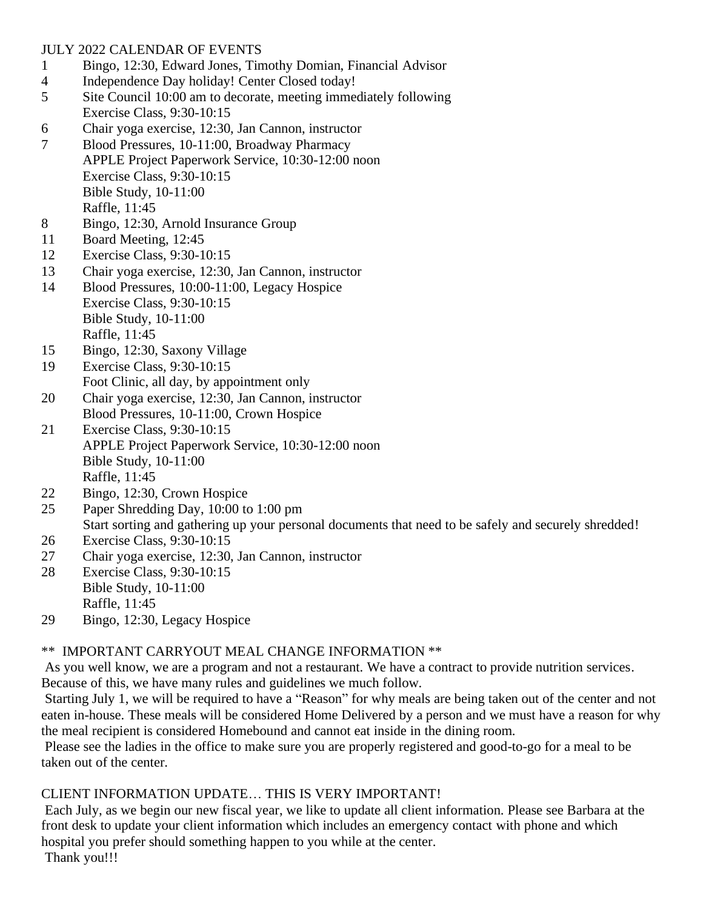## JULY 2022 CALENDAR OF EVENTS

1 Bingo, 12:30, Edward Jones, Timothy Domian, Financial Advisor

4 Independence Day holiday! Center Closed today!

5 Site Council 10:00 am to decorate, meeting immediately following
Exercise Class, 9:30-10:15

6 Chair yoga exercise, 12:30, Jan Cannon, instructor

7 Blood Pressures, 10-11:00, Broadway Pharmacy
APPLE Project Paperwork Service, 10:30-12:00 noon
Exercise Class, 9:30-10:15
Bible Study, 10-11:00
Raffle, 11:45

8 Bingo, 12:30, Arnold Insurance Group

11 Board Meeting, 12:45

12 Exercise Class, 9:30-10:15

13 Chair yoga exercise, 12:30, Jan Cannon, instructor

14 Blood Pressures, 10:00-11:00, Legacy Hospice
Exercise Class, 9:30-10:15
Bible Study, 10-11:00
Raffle, 11:45

15 Bingo, 12:30, Saxony Village

19 Exercise Class, 9:30-10:15
Foot Clinic, all day, by appointment only

20 Chair yoga exercise, 12:30, Jan Cannon, instructor
Blood Pressures, 10-11:00, Crown Hospice

21 Exercise Class, 9:30-10:15
APPLE Project Paperwork Service, 10:30-12:00 noon
Bible Study, 10-11:00
Raffle, 11:45

22 Bingo, 12:30, Crown Hospice

25 Paper Shredding Day, 10:00 to 1:00 pm
Start sorting and gathering up your personal documents that need to be safely and securely shredded!

26 Exercise Class, 9:30-10:15

27 Chair yoga exercise, 12:30, Jan Cannon, instructor

28 Exercise Class, 9:30-10:15
Bible Study, 10-11:00
Raffle, 11:45

29 Bingo, 12:30, Legacy Hospice

## ** IMPORTANT CARRYOUT MEAL CHANGE INFORMATION **

As you well know, we are a program and not a restaurant. We have a contract to provide nutrition services. Because of this, we have many rules and guidelines we much follow.

Starting July 1, we will be required to have a "Reason" for why meals are being taken out of the center and not eaten in-house. These meals will be considered Home Delivered by a person and we must have a reason for why the meal recipient is considered Homebound and cannot eat inside in the dining room.

Please see the ladies in the office to make sure you are properly registered and good-to-go for a meal to be taken out of the center.

## CLIENT INFORMATION UPDATE… THIS IS VERY IMPORTANT!

Each July, as we begin our new fiscal year, we like to update all client information. Please see Barbara at the front desk to update your client information which includes an emergency contact with phone and which hospital you prefer should something happen to you while at the center.

Thank you!!!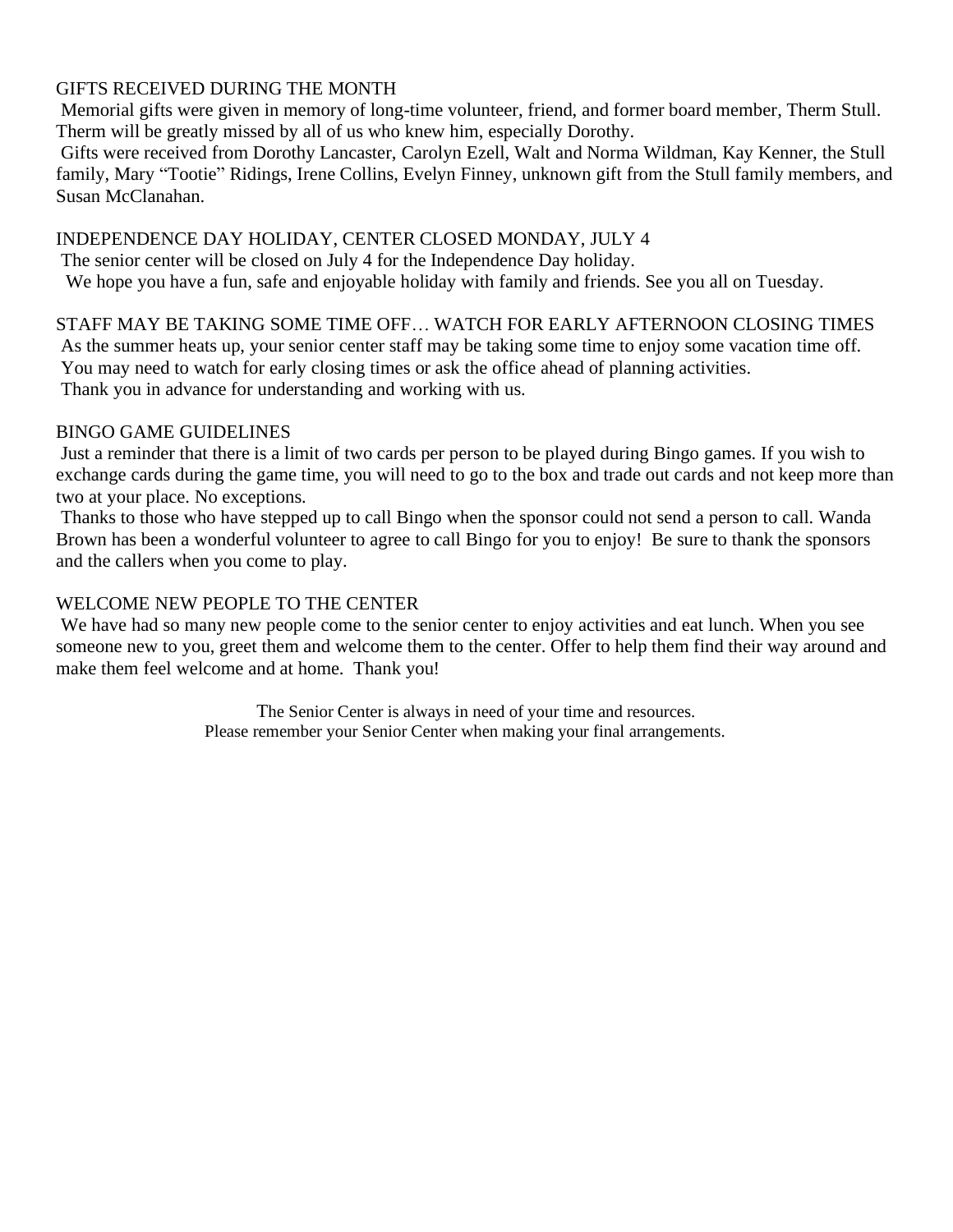## GIFTS RECEIVED DURING THE MONTH

Memorial gifts were given in memory of long-time volunteer, friend, and former board member, Therm Stull. Therm will be greatly missed by all of us who knew him, especially Dorothy.

Gifts were received from Dorothy Lancaster, Carolyn Ezell, Walt and Norma Wildman, Kay Kenner, the Stull family, Mary "Tootie" Ridings, Irene Collins, Evelyn Finney, unknown gift from the Stull family members, and Susan McClanahan.

## INDEPENDENCE DAY HOLIDAY, CENTER CLOSED MONDAY, JULY 4

The senior center will be closed on July 4 for the Independence Day holiday.

We hope you have a fun, safe and enjoyable holiday with family and friends. See you all on Tuesday.

## STAFF MAY BE TAKING SOME TIME OFF… WATCH FOR EARLY AFTERNOON CLOSING TIMES

As the summer heats up, your senior center staff may be taking some time to enjoy some vacation time off.

You may need to watch for early closing times or ask the office ahead of planning activities.

Thank you in advance for understanding and working with us.

## BINGO GAME GUIDELINES

Just a reminder that there is a limit of two cards per person to be played during Bingo games. If you wish to exchange cards during the game time, you will need to go to the box and trade out cards and not keep more than two at your place. No exceptions.

Thanks to those who have stepped up to call Bingo when the sponsor could not send a person to call. Wanda Brown has been a wonderful volunteer to agree to call Bingo for you to enjoy! Be sure to thank the sponsors and the callers when you come to play.

## WELCOME NEW PEOPLE TO THE CENTER

We have had so many new people come to the senior center to enjoy activities and eat lunch. When you see someone new to you, greet them and welcome them to the center. Offer to help them find their way around and make them feel welcome and at home. Thank you!

The Senior Center is always in need of your time and resources.
Please remember your Senior Center when making your final arrangements.